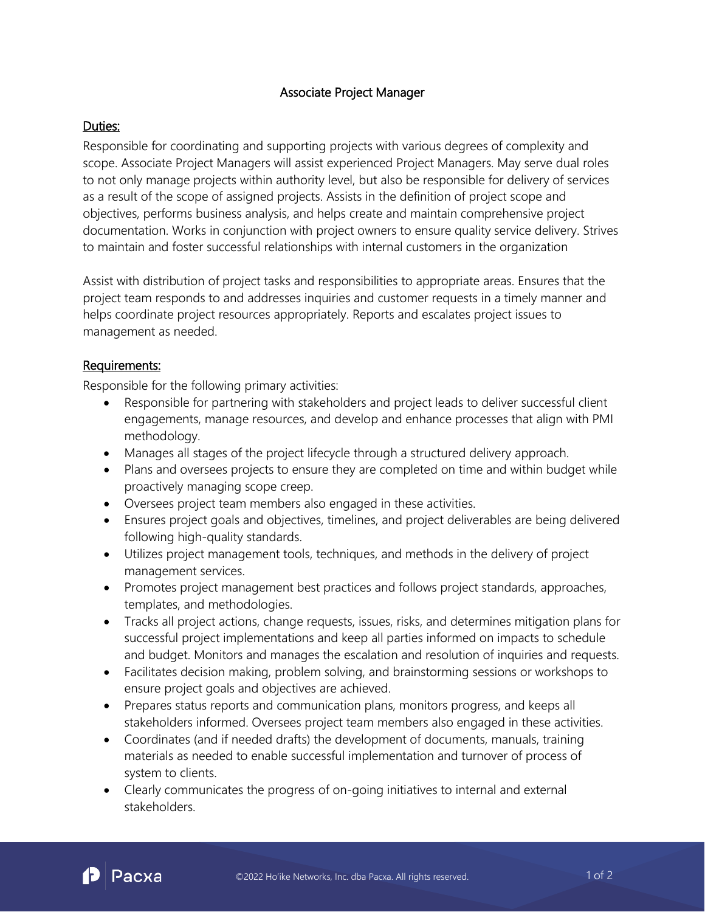# Associate Project Manager

## Duties:

Responsible for coordinating and supporting projects with various degrees of complexity and scope. Associate Project Managers will assist experienced Project Managers. May serve dual roles to not only manage projects within authority level, but also be responsible for delivery of services as a result of the scope of assigned projects. Assists in the definition of project scope and objectives, performs business analysis, and helps create and maintain comprehensive project documentation. Works in conjunction with project owners to ensure quality service delivery. Strives to maintain and foster successful relationships with internal customers in the organization

Assist with distribution of project tasks and responsibilities to appropriate areas. Ensures that the project team responds to and addresses inquiries and customer requests in a timely manner and helps coordinate project resources appropriately. Reports and escalates project issues to management as needed.

## Requirements:

Responsible for the following primary activities:

- Responsible for partnering with stakeholders and project leads to deliver successful client engagements, manage resources, and develop and enhance processes that align with PMI methodology.
- Manages all stages of the project lifecycle through a structured delivery approach.
- Plans and oversees projects to ensure they are completed on time and within budget while proactively managing scope creep.
- Oversees project team members also engaged in these activities.
- Ensures project goals and objectives, timelines, and project deliverables are being delivered following high-quality standards.
- Utilizes project management tools, techniques, and methods in the delivery of project management services.
- Promotes project management best practices and follows project standards, approaches, templates, and methodologies.
- Tracks all project actions, change requests, issues, risks, and determines mitigation plans for successful project implementations and keep all parties informed on impacts to schedule and budget. Monitors and manages the escalation and resolution of inquiries and requests.
- Facilitates decision making, problem solving, and brainstorming sessions or workshops to ensure project goals and objectives are achieved.
- Prepares status reports and communication plans, monitors progress, and keeps all stakeholders informed. Oversees project team members also engaged in these activities.
- Coordinates (and if needed drafts) the development of documents, manuals, training materials as needed to enable successful implementation and turnover of process of system to clients.
- Clearly communicates the progress of on-going initiatives to internal and external stakeholders.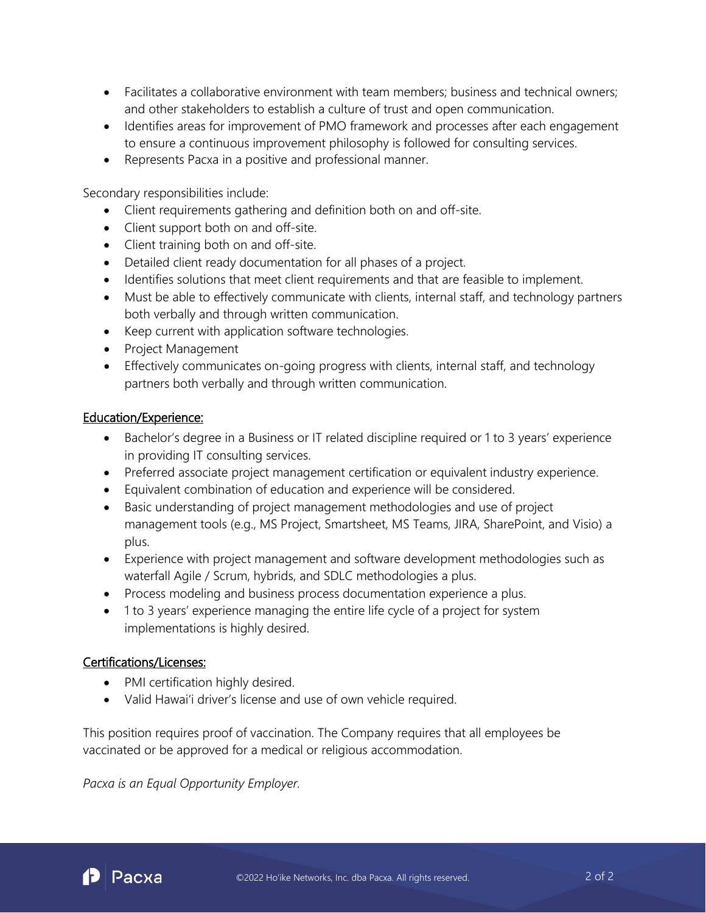- Facilitates a collaborative environment with team members; business and technical owners; and other stakeholders to establish a culture of trust and open communication.
- Identifies areas for improvement of PMO framework and processes after each engagement to ensure a continuous improvement philosophy is followed for consulting services.
- Represents Pacxa in a positive and professional manner.

Secondary responsibilities include:

- Client requirements gathering and definition both on and off-site.
- Client support both on and off-site.
- Client training both on and off-site.
- Detailed client ready documentation for all phases of a project.
- Identifies solutions that meet client requirements and that are feasible to implement.
- Must be able to effectively communicate with clients, internal staff, and technology partners both verbally and through written communication.
- Keep current with application software technologies.
- Project Management
- Effectively communicates on-going progress with clients, internal staff, and technology partners both verbally and through written communication.

## Education/Experience:

- Bachelor's degree in a Business or IT related discipline required or 1 to 3 years' experience in providing IT consulting services.
- Preferred associate project management certification or equivalent industry experience.
- Equivalent combination of education and experience will be considered.
- Basic understanding of project management methodologies and use of project management tools (e.g., MS Project, Smartsheet, MS Teams, JIRA, SharePoint, and Visio) a plus.
- Experience with project management and software development methodologies such as waterfall Agile / Scrum, hybrids, and SDLC methodologies a plus.
- Process modeling and business process documentation experience a plus.
- 1 to 3 years' experience managing the entire life cycle of a project for system implementations is highly desired.

## Certifications/Licenses:

- PMI certification highly desired.
- Valid Hawai'i driver's license and use of own vehicle required.

This position requires proof of vaccination. The Company requires that all employees be vaccinated or be approved for a medical or religious accommodation.

*Pacxa is an Equal Opportunity Employer.*